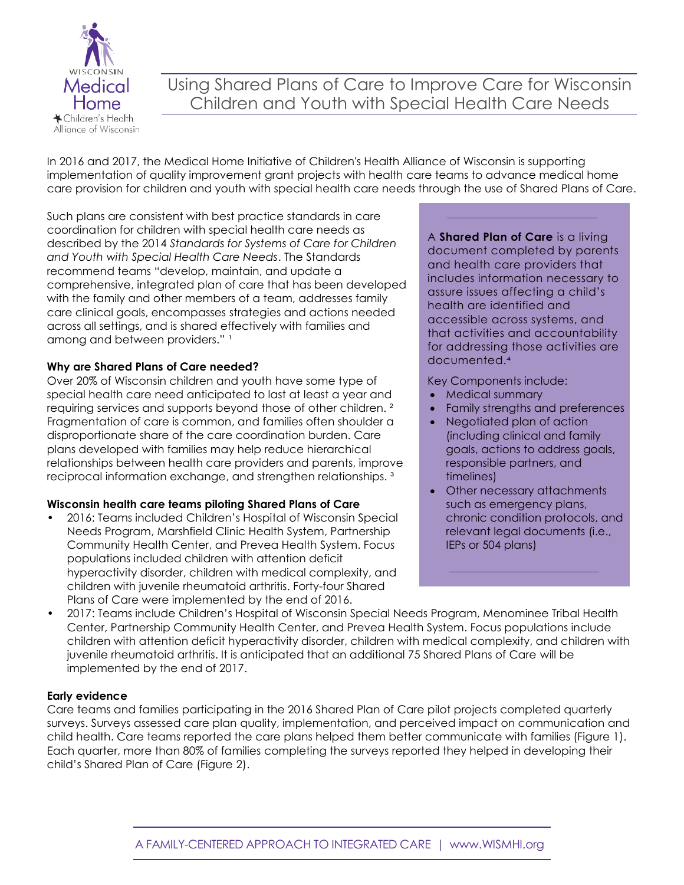# Using Shared Plans of Care to Improve Care for Wisconsin Children and Youth with Special Health Care Needs

In 2016 and 2017, the Medical Home Initiative of Children's Health Alliance of Wisconsin is supporting implementation of quality improvement grant projects with health care teams to advance medical home care provision for children and youth with special health care needs through the use of Shared Plans of Care.

Such plans are consistent with best practice standards in care coordination for children with special health care needs as described by the 2014 *Standards for Systems of Care for Children and Youth with Special Health Care Needs*. The Standards recommend teams "develop, maintain, and update a comprehensive, integrated plan of care that has been developed with the family and other members of a team, addresses family care clinical goals, encompasses strategies and actions needed across all settings, and is shared effectively with families and among and between providers." [1]

> A **Shared Plan of Care** is a living document completed by parents and health care providers that includes information necessary to assure issues affecting a child's health are identified and accessible across systems, and that activities and accountability for addressing those activities are documented.[4]
>
> Key Components include:
> - Medical summary
> - Family strengths and preferences
> - Negotiated plan of action (including clinical and family goals, actions to address goals, responsible partners, and timelines)
> - Other necessary attachments such as emergency plans, chronic condition protocols, and relevant legal documents (i.e., IEPs or 504 plans)

### Why are Shared Plans of Care needed?

Over 20% of Wisconsin children and youth have some type of special health care need anticipated to last at least a year and requiring services and supports beyond those of other children. [2] Fragmentation of care is common, and families often shoulder a disproportionate share of the care coordination burden. Care plans developed with families may help reduce hierarchical relationships between health care providers and parents, improve reciprocal information exchange, and strengthen relationships. [3]

### Wisconsin health care teams piloting Shared Plans of Care

- 2016: Teams included Children's Hospital of Wisconsin Special Needs Program, Marshfield Clinic Health System, Partnership Community Health Center, and Prevea Health System. Focus populations included children with attention deficit hyperactivity disorder, children with medical complexity, and children with juvenile rheumatoid arthritis. Forty-four Shared Plans of Care were implemented by the end of 2016.
- 2017: Teams include Children's Hospital of Wisconsin Special Needs Program, Menominee Tribal Health Center, Partnership Community Health Center, and Prevea Health System. Focus populations include children with attention deficit hyperactivity disorder, children with medical complexity, and children with juvenile rheumatoid arthritis. It is anticipated that an additional 75 Shared Plans of Care will be implemented by the end of 2017.

### Early evidence

Care teams and families participating in the 2016 Shared Plan of Care pilot projects completed quarterly surveys. Surveys assessed care plan quality, implementation, and perceived impact on communication and child health. Care teams reported the care plans helped them better communicate with families (Figure 1). Each quarter, more than 80% of families completing the surveys reported they helped in developing their child's Shared Plan of Care (Figure 2).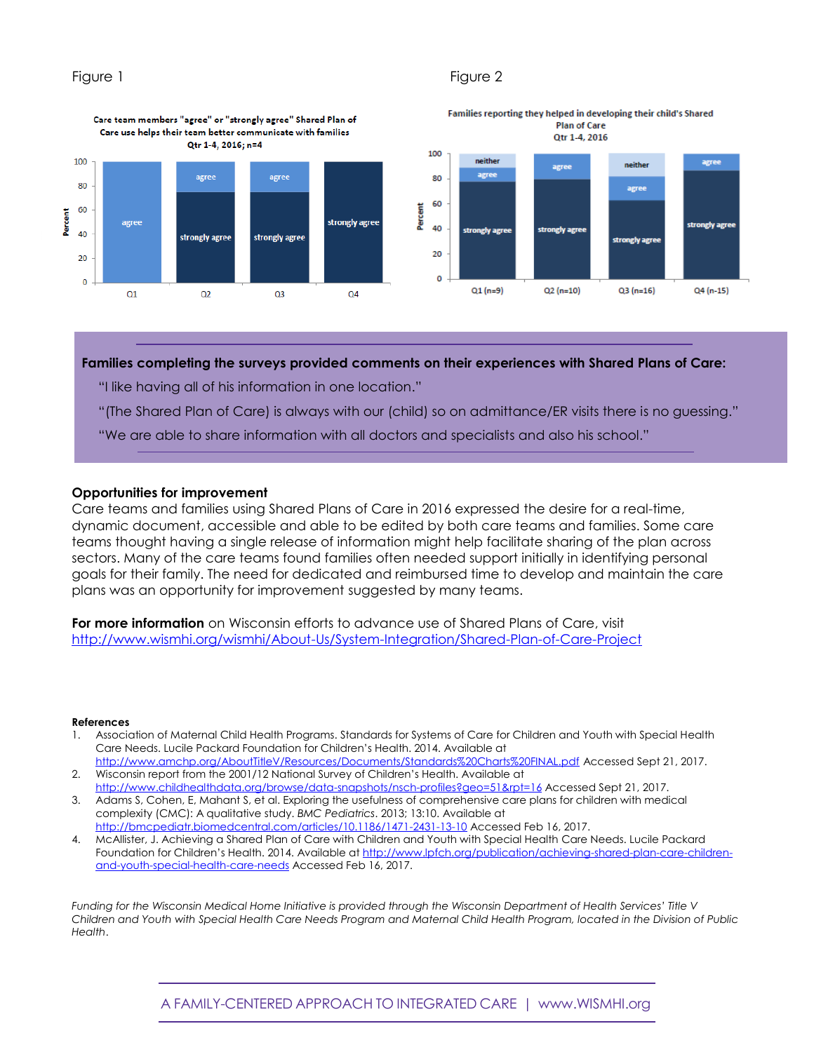Figure 1

Care team members "agree" or "strongly agree" Shared Plan of Care use helps their team better communicate with families
Qtr 1-4, 2016; n=4

Percent
100
80
60
40
20
0
agree
agree
strongly agree
agree
strongly agree
strongly agree
Q1
Q2
Q3
Q4

Figure 2

Families reporting they helped in developing their child's Shared Plan of Care
Qtr 1-4, 2016

Percent
100
80
60
40
20
0
neither
agree
strongly agree
agree
strongly agree
neither
agree
strongly agree
agree
strongly agree
Q1 (n=9)
Q2 (n=10)
Q3 (n=16)
Q4 (n-15)

**Families completing the surveys provided comments on their experiences with Shared Plans of Care:**

"I like having all of his information in one location."

"(The Shared Plan of Care) is always with our (child) so on admittance/ER visits there is no guessing."

"We are able to share information with all doctors and specialists and also his school."

## Opportunities for improvement

Care teams and families using Shared Plans of Care in 2016 expressed the desire for a real-time, dynamic document, accessible and able to be edited by both care teams and families. Some care teams thought having a single release of information might help facilitate sharing of the plan across sectors. Many of the care teams found families often needed support initially in identifying personal goals for their family. The need for dedicated and reimbursed time to develop and maintain the care plans was an opportunity for improvement suggested by many teams.

**For more information** on Wisconsin efforts to advance use of Shared Plans of Care, visit http://www.wismhi.org/wismhi/About-Us/System-Integration/Shared-Plan-of-Care-Project

**References**

1. Association of Maternal Child Health Programs. Standards for Systems of Care for Children and Youth with Special Health Care Needs. Lucile Packard Foundation for Children's Health. 2014. Available at http://www.amchp.org/AboutTitleV/Resources/Documents/Standards%20Charts%20FINAL.pdf Accessed Sept 21, 2017.
2. Wisconsin report from the 2001/12 National Survey of Children's Health. Available at http://www.childhealthdata.org/browse/data-snapshots/nsch-profiles?geo=51&rpt=16 Accessed Sept 21, 2017.
3. Adams S, Cohen, E, Mahant S, et al. Exploring the usefulness of comprehensive care plans for children with medical complexity (CMC): A qualitative study. *BMC Pediatrics*. 2013; 13:10. Available at http://bmcpediatr.biomedcentral.com/articles/10.1186/1471-2431-13-10 Accessed Feb 16, 2017.
4. McAllister, J. Achieving a Shared Plan of Care with Children and Youth with Special Health Care Needs. Lucile Packard Foundation for Children's Health. 2014. Available at http://www.lpfch.org/publication/achieving-shared-plan-care-children-and-youth-special-health-care-needs Accessed Feb 16, 2017.

*Funding for the Wisconsin Medical Home Initiative is provided through the Wisconsin Department of Health Services' Title V Children and Youth with Special Health Care Needs Program and Maternal Child Health Program, located in the Division of Public Health.*